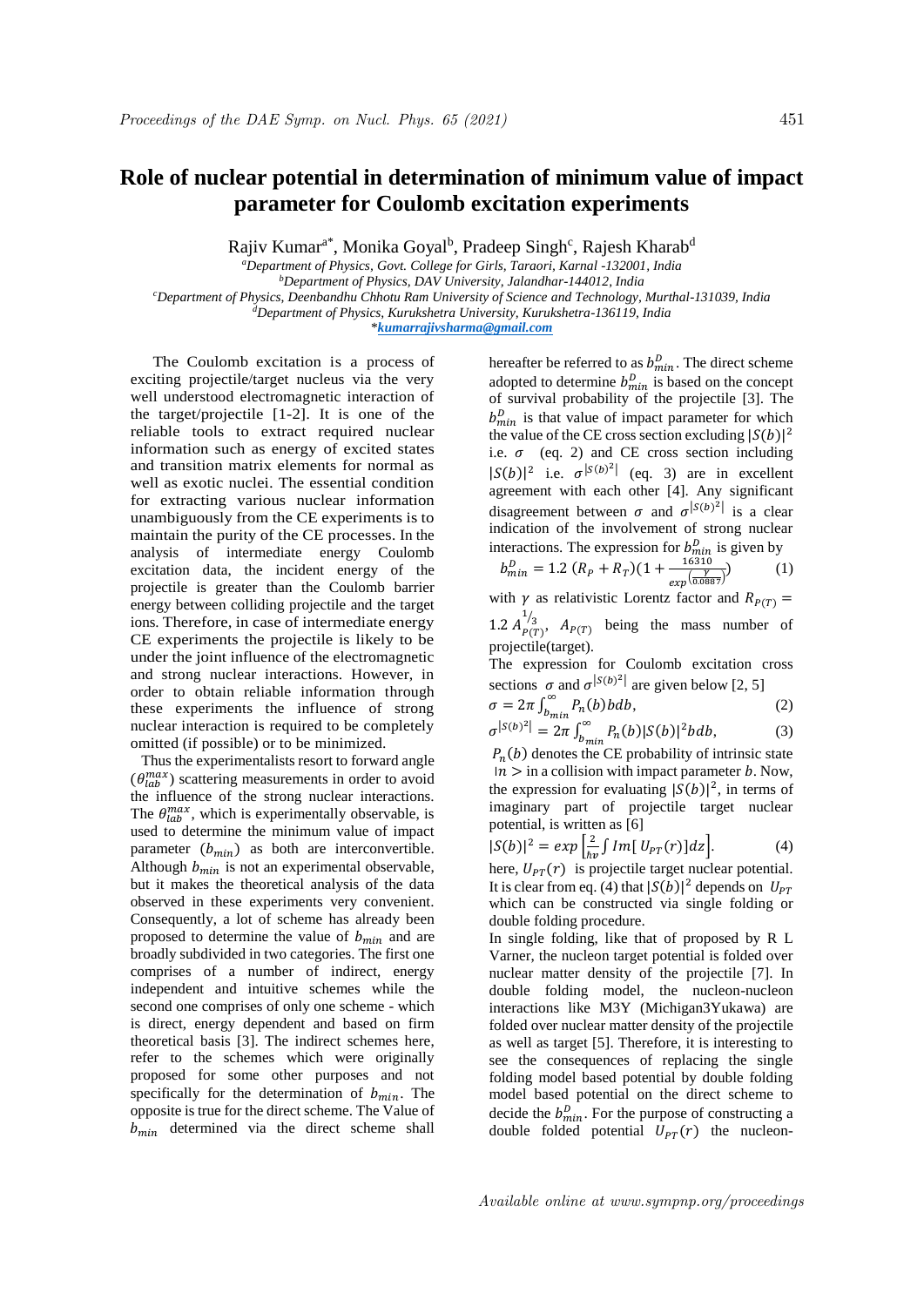# Role of nuclear potential in determination of minimum value of impact parameter for Coulomb excitation experiments

Rajiv Kumar[a*], Monika Goyal[b], Pradeep Singh[c], Rajesh Kharab[d]

[a]Department of Physics, Govt. College for Girls, Taraori, Karnal -132001, India
[b]Department of Physics, DAV University, Jalandhar-144012, India
[c]Department of Physics, Deenbandhu Chhotu Ram University of Science and Technology, Murthal-131039, India
[d]Department of Physics, Kurukshetra University, Kurukshetra-136119, India
*kumarrajivsharma@gmail.com

The Coulomb excitation is a process of exciting projectile/target nucleus via the very well understood electromagnetic interaction of the target/projectile [1-2]. It is one of the reliable tools to extract required nuclear information such as energy of excited states and transition matrix elements for normal as well as exotic nuclei. The essential condition for extracting various nuclear information unambiguously from the CE experiments is to maintain the purity of the CE processes. In the analysis of intermediate energy Coulomb excitation data, the incident energy of the projectile is greater than the Coulomb barrier energy between colliding projectile and the target ions. Therefore, in case of intermediate energy CE experiments the projectile is likely to be under the joint influence of the electromagnetic and strong nuclear interactions. However, in order to obtain reliable information through these experiments the influence of strong nuclear interaction is required to be completely omitted (if possible) or to be minimized.

Thus the experimentalists resort to forward angle ($\theta_{lab}^{max}$) scattering measurements in order to avoid the influence of the strong nuclear interactions. The $\theta_{lab}^{max}$, which is experimentally observable, is used to determine the minimum value of impact parameter ($b_{min}$) as both are interconvertible. Although $b_{min}$ is not an experimental observable, but it makes the theoretical analysis of the data observed in these experiments very convenient. Consequently, a lot of scheme has already been proposed to determine the value of $b_{min}$ and are broadly subdivided in two categories. The first one comprises of a number of indirect, energy independent and intuitive schemes while the second one comprises of only one scheme - which is direct, energy dependent and based on firm theoretical basis [3]. The indirect schemes here, refer to the schemes which were originally proposed for some other purposes and not specifically for the determination of $b_{min}$. The opposite is true for the direct scheme. The Value of $b_{min}$ determined via the direct scheme shall hereafter be referred to as $b_{min}^{D}$. The direct scheme adopted to determine $b_{min}^{D}$ is based on the concept of survival probability of the projectile [3]. The $b_{min}^{D}$ is that value of impact parameter for which the value of the CE cross section excluding $|S(b)|^2$ i.e. $\sigma$ (eq. 2) and CE cross section including $|S(b)|^2$ i.e. $\sigma^{|S(b)^2|}$ (eq. 3) are in excellent agreement with each other [4]. Any significant disagreement between $\sigma$ and $\sigma^{|S(b)^2|}$ is a clear indication of the involvement of strong nuclear interactions. The expression for $b_{min}^{D}$ is given by

$$b_{min}^{D} = 1.2\,(R_P + R_T)\left(1 + \frac{16310}{exp\left(\frac{\gamma}{0.0887}\right)}\right) \qquad (1)$$

with $\gamma$ as relativistic Lorentz factor and $R_{P(T)} = 1.2\,A_{P(T)}^{1/3}$, $A_{P(T)}$ being the mass number of projectile(target).

The expression for Coulomb excitation cross sections $\sigma$ and $\sigma^{|S(b)^2|}$ are given below [2, 5]

$$\sigma = 2\pi \int_{b_{min}}^{\infty} P_n(b)\, b db, \qquad (2)$$

$$\sigma^{|S(b)^2|} = 2\pi \int_{b_{min}}^{\infty} P_n(b) |S(b)|^2 b db, \qquad (3)$$

$P_n(b)$ denotes the CE probability of intrinsic state $|n>$ in a collision with impact parameter $b$. Now, the expression for evaluating $|S(b)|^2$, in terms of imaginary part of projectile target nuclear potential, is written as [6]

$$|S(b)|^2 = exp\left[\frac{2}{\hbar v}\int Im[\,U_{PT}(r)]dz\right]. \qquad (4)$$

here, $U_{PT}(r)$ is projectile target nuclear potential. It is clear from eq. (4) that $|S(b)|^2$ depends on $U_{PT}$ which can be constructed via single folding or double folding procedure.

In single folding, like that of proposed by R L Varner, the nucleon target potential is folded over nuclear matter density of the projectile [7]. In double folding model, the nucleon-nucleon interactions like M3Y (Michigan3Yukawa) are folded over nuclear matter density of the projectile as well as target [5]. Therefore, it is interesting to see the consequences of replacing the single folding model based potential by double folding model based potential on the direct scheme to decide the $b_{min}^{D}$. For the purpose of constructing a double folded potential $U_{PT}(r)$ the nucleon-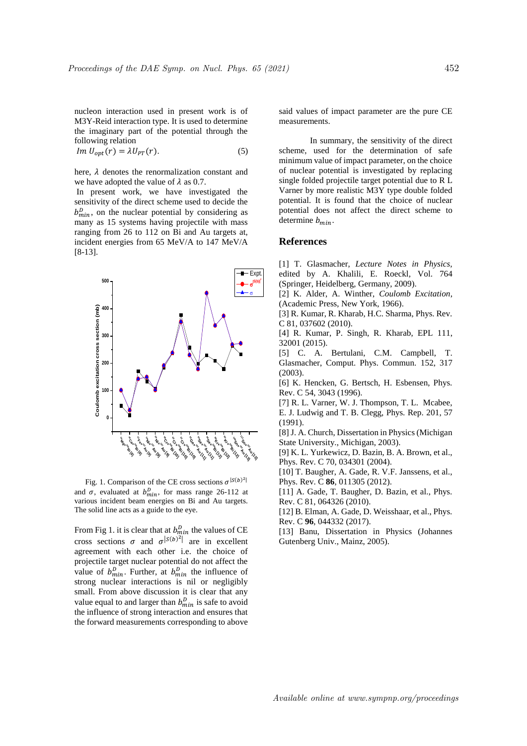nucleon interaction used in present work is of M3Y-Reid interaction type. It is used to determine the imaginary part of the potential through the following relation

$$Im\ U_{opt}(r) = \lambda U_{PT}(r). \quad (5)$$

here, $\lambda$ denotes the renormalization constant and we have adopted the value of $\lambda$ as 0.7.

In present work, we have investigated the sensitivity of the direct scheme used to decide the $b^D_{min}$, on the nuclear potential by considering as many as 15 systems having projectile with mass ranging from 26 to 112 on Bi and Au targets at, incident energies from 65 MeV/A to 147 MeV/A [8-13].

Coulomb excitation cross section (mb)

0
100
200
300
400
500

Expt.
$\sigma^{|S(b)|^2}$
$\sigma$

Fig. 1. Comparison of the CE cross sections $\sigma^{|S(b)^2|}$ and $\sigma$, evaluated at $b^D_{min}$, for mass range 26-112 at various incident beam energies on Bi and Au targets. The solid line acts as a guide to the eye.

From Fig 1. it is clear that at $b^D_{min}$ the values of CE cross sections $\sigma$ and $\sigma^{|S(b)^2|}$ are in excellent agreement with each other i.e. the choice of projectile target nuclear potential do not affect the value of $b^D_{min}$. Further, at $b^D_{min}$ the influence of strong nuclear interactions is nil or negligibly small. From above discussion it is clear that any value equal to and larger than $b^D_{min}$ is safe to avoid the influence of strong interaction and ensures that the forward measurements corresponding to above said values of impact parameter are the pure CE measurements.

In summary, the sensitivity of the direct scheme, used for the determination of safe minimum value of impact parameter, on the choice of nuclear potential is investigated by replacing single folded projectile target potential due to R L Varner by more realistic M3Y type double folded potential. It is found that the choice of nuclear potential does not affect the direct scheme to determine $b_{min}$.

## References

[1] T. Glasmacher, *Lecture Notes in Physics*, edited by A. Khalili, E. Roeckl, Vol. 764 (Springer, Heidelberg, Germany, 2009).

[2] K. Alder, A. Winther, *Coulomb Excitation*, (Academic Press, New York, 1966).

[3] R. Kumar, R. Kharab, H.C. Sharma, Phys. Rev. C 81, 037602 (2010).

[4] R. Kumar, P. Singh, R. Kharab, EPL 111, 32001 (2015).

[5] C. A. Bertulani, C.M. Campbell, T. Glasmacher, Comput. Phys. Commun. 152, 317 (2003).

[6] K. Hencken, G. Bertsch, H. Esbensen, Phys. Rev. C 54, 3043 (1996).

[7] R. L. Varner, W. J. Thompson, T. L. Mcabee, E. J. Ludwig and T. B. Clegg, Phys. Rep. 201, 57 (1991).

[8] J. A. Church, Dissertation in Physics (Michigan State University., Michigan, 2003).

[9] K. L. Yurkewicz, D. Bazin, B. A. Brown, et al., Phys. Rev. C 70, 034301 (2004).

[10] T. Baugher, A. Gade, R. V.F. Janssens, et al., Phys. Rev. C **86**, 011305 (2012).

[11] A. Gade, T. Baugher, D. Bazin, et al., Phys. Rev. C 81, 064326 (2010).

[12] B. Elman, A. Gade, D. Weisshaar, et al., Phys. Rev. C **96**, 044332 (2017).

[13] Banu, Dissertation in Physics (Johannes Gutenberg Univ., Mainz, 2005).